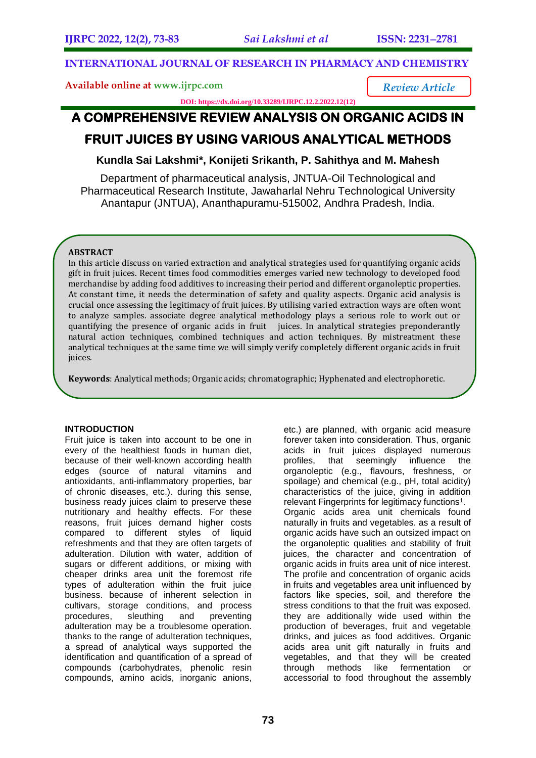INTERNATIONAL JOURNAL OF RESEARCH IN PHARMACY AND CHEMISTRY

Available online at www.ijrpc.com

*Review Article*

DOI: https://dx.doi.org/10.33289/IJRPC.12.2.2022.12(12)

# A COMPREHENSIVE REVIEW ANALYSIS ON ORGANIC ACIDS IN FRUIT JUICES BY USING VARIOUS ANALYTICAL METHODS

**Kundla Sai Lakshmi\*, Konijeti Srikanth, P. Sahithya and M. Mahesh**

Department of pharmaceutical analysis, JNTUA-Oil Technological and Pharmaceutical Research Institute, Jawaharlal Nehru Technological University Anantapur (JNTUA), Ananthapuramu-515002, Andhra Pradesh, India.

## ABSTRACT

In this article discuss on varied extraction and analytical strategies used for quantifying organic acids gift in fruit juices. Recent times food commodities emerges varied new technology to developed food merchandise by adding food additives to increasing their period and different organoleptic properties. At constant time, it needs the determination of safety and quality aspects. Organic acid analysis is crucial once assessing the legitimacy of fruit juices. By utilising varied extraction ways are often wont to analyze samples. associate degree analytical methodology plays a serious role to work out or quantifying the presence of organic acids in fruit juices. In analytical strategies preponderantly natural action techniques, combined techniques and action techniques. By mistreatment these analytical techniques at the same time we will simply verify completely different organic acids in fruit juices.

**Keywords**: Analytical methods; Organic acids; chromatographic; Hyphenated and electrophoretic.

## INTRODUCTION

Fruit juice is taken into account to be one in every of the healthiest foods in human diet, because of their well-known according health edges (source of natural vitamins and antioxidants, anti-inflammatory properties, bar of chronic diseases, etc.). during this sense, business ready juices claim to preserve these nutritionary and healthy effects. For these reasons, fruit juices demand higher costs compared to different styles of liquid refreshments and that they are often targets of adulteration. Dilution with water, addition of sugars or different additions, or mixing with cheaper drinks area unit the foremost rife types of adulteration within the fruit juice business. because of inherent selection in cultivars, storage conditions, and process procedures, sleuthing and preventing adulteration may be a troublesome operation. thanks to the range of adulteration techniques, a spread of analytical ways supported the identification and quantification of a spread of compounds (carbohydrates, phenolic resin compounds, amino acids, inorganic anions, etc.) are planned, with organic acid measure forever taken into consideration. Thus, organic acids in fruit juices displayed numerous profiles, that seemingly influence the organoleptic (e.g., flavours, freshness, or spoilage) and chemical (e.g., pH, total acidity) characteristics of the juice, giving in addition relevant Fingerprints for legitimacy functions[1].

Organic acids area unit chemicals found naturally in fruits and vegetables. as a result of organic acids have such an outsized impact on the organoleptic qualities and stability of fruit juices, the character and concentration of organic acids in fruits area unit of nice interest. The profile and concentration of organic acids in fruits and vegetables area unit influenced by factors like species, soil, and therefore the stress conditions to that the fruit was exposed. they are additionally wide used within the production of beverages, fruit and vegetable drinks, and juices as food additives. Organic acids area unit gift naturally in fruits and vegetables, and that they will be created through methods like fermentation or accessorial to food throughout the assembly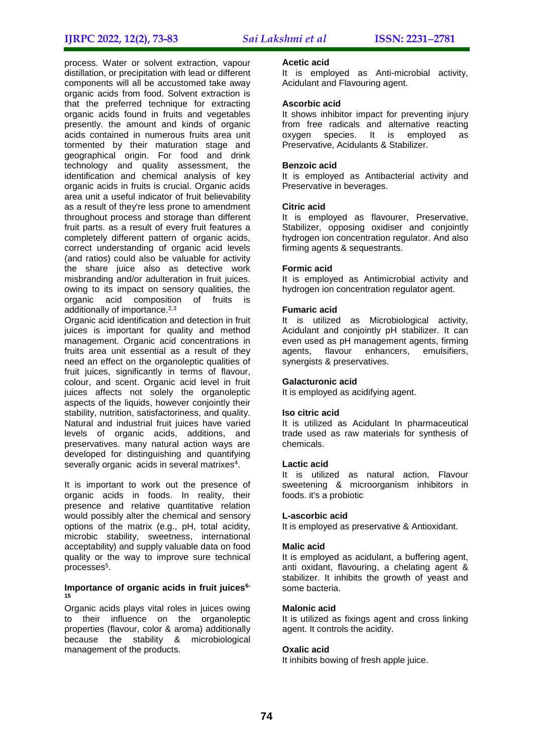process. Water or solvent extraction, vapour distillation, or precipitation with lead or different components will all be accustomed take away organic acids from food. Solvent extraction is that the preferred technique for extracting organic acids found in fruits and vegetables presently. the amount and kinds of organic acids contained in numerous fruits area unit tormented by their maturation stage and geographical origin. For food and drink technology and quality assessment, the identification and chemical analysis of key organic acids in fruits is crucial. Organic acids area unit a useful indicator of fruit believability as a result of they're less prone to amendment throughout process and storage than different fruit parts. as a result of every fruit features a completely different pattern of organic acids, correct understanding of organic acid levels (and ratios) could also be valuable for activity the share juice also as detective work misbranding and/or adulteration in fruit juices. owing to its impact on sensory qualities, the organic acid composition of fruits is additionally of importance.[2,3]

Organic acid identification and detection in fruit juices is important for quality and method management. Organic acid concentrations in fruits area unit essential as a result of they need an effect on the organoleptic qualities of fruit juices, significantly in terms of flavour, colour, and scent. Organic acid level in fruit juices affects not solely the organoleptic aspects of the liquids, however conjointly their stability, nutrition, satisfactoriness, and quality. Natural and industrial fruit juices have varied levels of organic acids, additions, and preservatives. many natural action ways are developed for distinguishing and quantifying severally organic acids in several matrixes[4].

It is important to work out the presence of organic acids in foods. In reality, their presence and relative quantitative relation would possibly alter the chemical and sensory options of the matrix (e.g., pH, total acidity, microbic stability, sweetness, international acceptability) and supply valuable data on food quality or the way to improve sure technical processes[5].

### Importance of organic acids in fruit juices[6-15]

Organic acids plays vital roles in juices owing to their influence on the organoleptic properties (flavour, color & aroma) additionally because the stability & microbiological management of the products.

**Acetic acid**

It is employed as Anti-microbial activity, Acidulant and Flavouring agent.

**Ascorbic acid**

It shows inhibitor impact for preventing injury from free radicals and alternative reacting oxygen species. It is employed as Preservative, Acidulants & Stabilizer.

**Benzoic acid**

It is employed as Antibacterial activity and Preservative in beverages.

**Citric acid**

It is employed as flavourer, Preservative, Stabilizer, opposing oxidiser and conjointly hydrogen ion concentration regulator. And also firming agents & sequestrants.

**Formic acid**

It is employed as Antimicrobial activity and hydrogen ion concentration regulator agent.

**Fumaric acid**

It is utilized as Microbiological activity, Acidulant and conjointly pH stabilizer. It can even used as pH management agents, firming agents, flavour enhancers, emulsifiers, synergists & preservatives.

**Galacturonic acid**

It is employed as acidifying agent.

**Iso citric acid**

It is utilized as Acidulant In pharmaceutical trade used as raw materials for synthesis of chemicals.

**Lactic acid**

It is utilized as natural action, Flavour sweetening & microorganism inhibitors in foods. it's a probiotic

**L-ascorbic acid**

It is employed as preservative & Antioxidant.

**Malic acid**

It is employed as acidulant, a buffering agent, anti oxidant, flavouring, a chelating agent & stabilizer. It inhibits the growth of yeast and some bacteria.

**Malonic acid**

It is utilized as fixings agent and cross linking agent. It controls the acidity.

**Oxalic acid**

It inhibits bowing of fresh apple juice.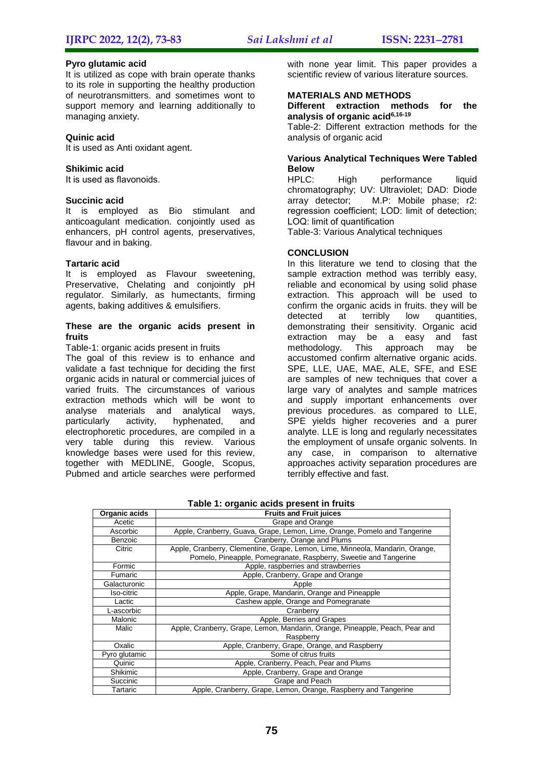### Pyro glutamic acid

It is utilized as cope with brain operate thanks to its role in supporting the healthy production of neurotransmitters. and sometimes wont to support memory and learning additionally to managing anxiety.

### Quinic acid

It is used as Anti oxidant agent.

### Shikimic acid

It is used as flavonoids.

### Succinic acid

It is employed as Bio stimulant and anticoagulant medication. conjointly used as enhancers, pH control agents, preservatives, flavour and in baking.

### Tartaric acid

It is employed as Flavour sweetening, Preservative, Chelating and conjointly pH regulator. Similarly, as humectants, firming agents, baking additives & emulsifiers.

### These are the organic acids present in fruits

Table-1: organic acids present in fruits

The goal of this review is to enhance and validate a fast technique for deciding the first organic acids in natural or commercial juices of varied fruits. The circumstances of various extraction methods which will be wont to analyse materials and analytical ways, particularly activity, hyphenated, and electrophoretic procedures, are compiled in a very table during this review. Various knowledge bases were used for this review, together with MEDLINE, Google, Scopus, Pubmed and article searches were performed with none year limit. This paper provides a scientific review of various literature sources.

## MATERIALS AND METHODS

### Different extraction methods for the analysis of organic acid[6,16-19]

Table-2: Different extraction methods for the analysis of organic acid

### Various Analytical Techniques Were Tabled Below

HPLC: High performance liquid chromatography; UV: Ultraviolet; DAD: Diode array detector; M.P: Mobile phase; r2: regression coefficient; LOD: limit of detection; LOQ: limit of quantification

Table-3: Various Analytical techniques

## CONCLUSION

In this literature we tend to closing that the sample extraction method was terribly easy, reliable and economical by using solid phase extraction. This approach will be used to confirm the organic acids in fruits. they will be detected at terribly low quantities, demonstrating their sensitivity. Organic acid extraction may be a easy and fast methodology. This approach may be accustomed confirm alternative organic acids. SPE, LLE, UAE, MAE, ALE, SFE, and ESE are samples of new techniques that cover a large vary of analytes and sample matrices and supply important enhancements over previous procedures. as compared to LLE, SPE yields higher recoveries and a purer analyte. LLE is long and regularly necessitates the employment of unsafe organic solvents. In any case, in comparison to alternative approaches activity separation procedures are terribly effective and fast.

**Table 1: organic acids present in fruits**

| Organic acids | Fruits and Fruit juices |
|---|---|
| Acetic | Grape and Orange |
| Ascorbic | Apple, Cranberry, Guava, Grape, Lemon, Lime, Orange, Pomelo and Tangerine |
| Benzoic | Cranberry, Orange and Plums |
| Citric | Apple, Cranberry, Clementine, Grape, Lemon, Lime, Minneola, Mandarin, Orange, Pomelo, Pineapple, Pomegranate, Raspberry, Sweetie and Tangerine |
| Formic | Apple, raspberries and strawberries |
| Fumaric | Apple, Cranberry, Grape and Orange |
| Galacturonic | Apple |
| Iso-citric | Apple, Grape, Mandarin, Orange and Pineapple |
| Lactic | Cashew apple, Orange and Pomegranate |
| L-ascorbic | Cranberry |
| Malonic | Apple, Berries and Grapes |
| Malic | Apple, Cranberry, Grape, Lemon, Mandarin, Orange, Pineapple, Peach, Pear and Raspberry |
| Oxalic | Apple, Cranberry, Grape, Orange, and Raspberry |
| Pyro glutamic | Some of citrus fruits |
| Quinic | Apple, Cranberry, Peach, Pear and Plums |
| Shikimic | Apple, Cranberry, Grape and Orange |
| Succinic | Grape and Peach |
| Tartaric | Apple, Cranberry, Grape, Lemon, Orange, Raspberry and Tangerine |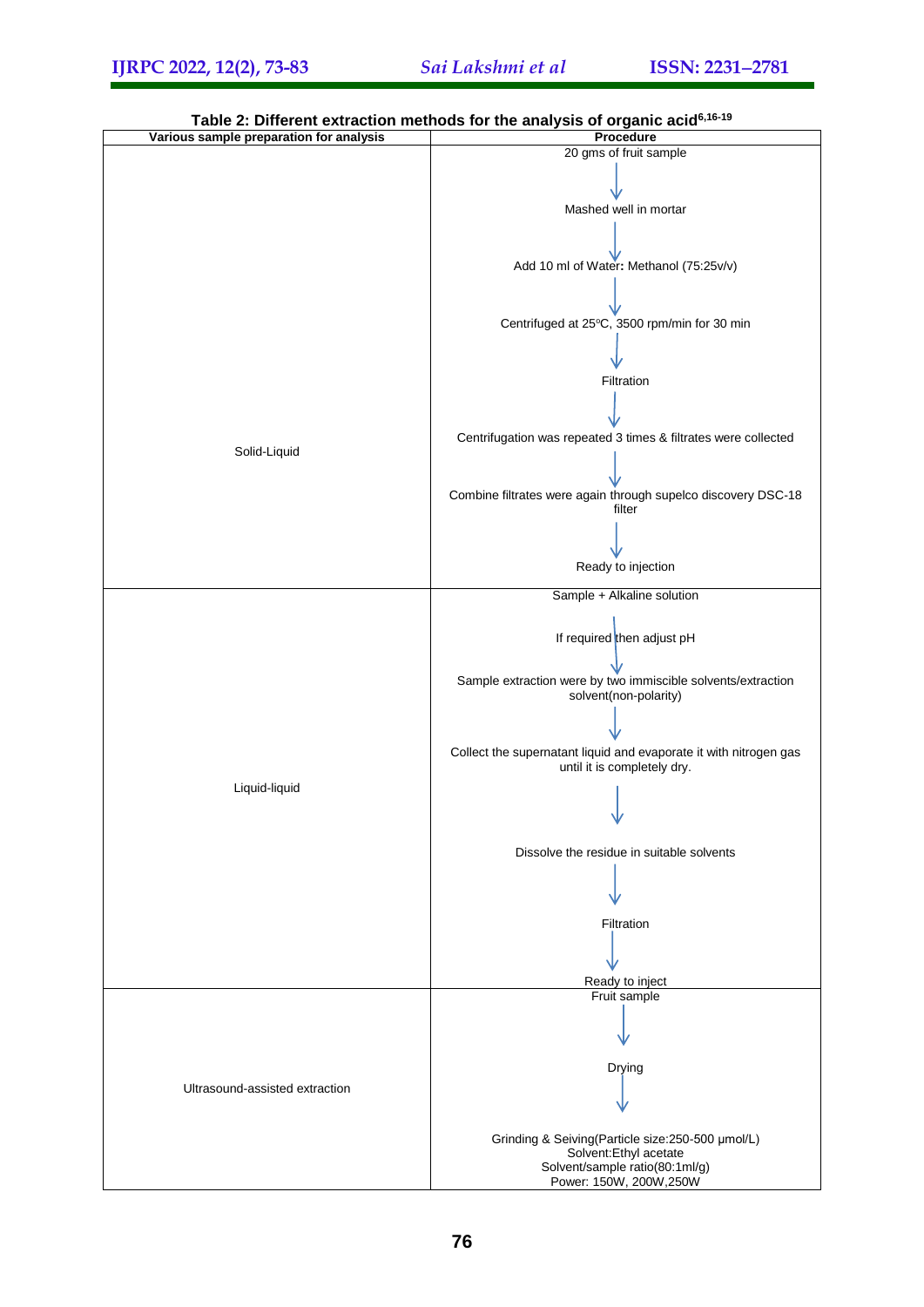**Table 2: Different extraction methods for the analysis of organic acid[6,16-19]**

| Various sample preparation for analysis | Procedure |
|---|---|
| Solid-Liquid | 20 gms of fruit sample → Mashed well in mortar → Add 10 ml of Water: Methanol (75:25v/v) → Centrifuged at 25ºC, 3500 rpm/min for 30 min → Filtration → Centrifugation was repeated 3 times & filtrates were collected → Combine filtrates were again through supelco discovery DSC-18 filter → Ready to injection |
| Liquid-liquid | Sample + Alkaline solution → If required then adjust pH → Sample extraction were by two immiscible solvents/extraction solvent(non-polarity) → Collect the supernatant liquid and evaporate it with nitrogen gas until it is completely dry. → Dissolve the residue in suitable solvents → Filtration → Ready to inject |
| Ultrasound-assisted extraction | Fruit sample → Drying → Grinding & Seiving(Particle size:250-500 µmol/L) Solvent:Ethyl acetate Solvent/sample ratio(80:1ml/g) Power: 150W, 200W,250W |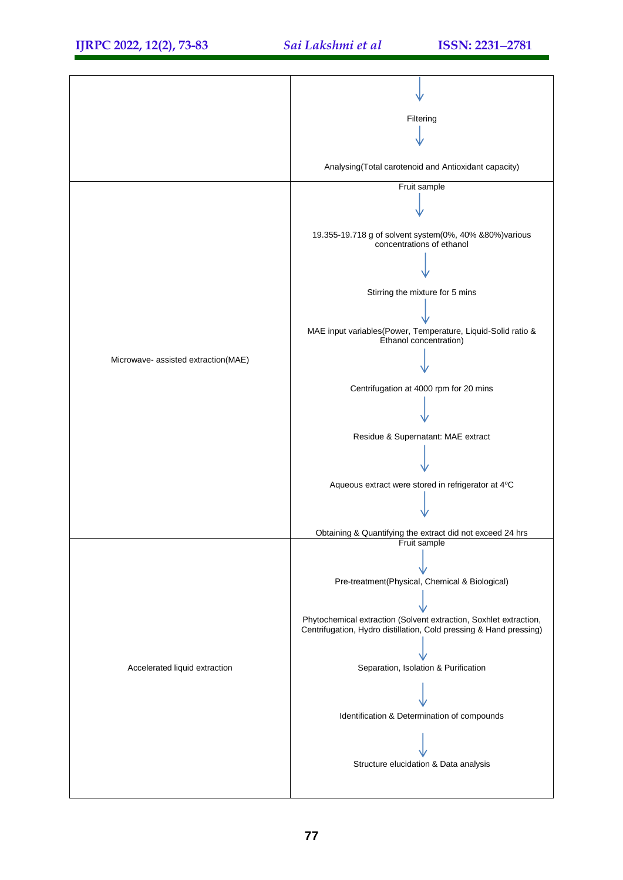| | |
|---|---|
| | ↓ Filtering ↓ Analysing(Total carotenoid and Antioxidant capacity) |
| Microwave- assisted extraction(MAE) | Fruit sample ↓ 19.355-19.718 g of solvent system(0%, 40% &80%)various concentrations of ethanol ↓ Stirring the mixture for 5 mins ↓ MAE input variables(Power, Temperature, Liquid-Solid ratio & Ethanol concentration) ↓ Centrifugation at 4000 rpm for 20 mins ↓ Residue & Supernatant: MAE extract ↓ Aqueous extract were stored in refrigerator at 4°C ↓ Obtaining & Quantifying the extract did not exceed 24 hrs |
| Accelerated liquid extraction | Fruit sample ↓ Pre-treatment(Physical, Chemical & Biological) ↓ Phytochemical extraction (Solvent extraction, Soxhlet extraction, Centrifugation, Hydro distillation, Cold pressing & Hand pressing) ↓ Separation, Isolation & Purification ↓ Identification & Determination of compounds ↓ Structure elucidation & Data analysis |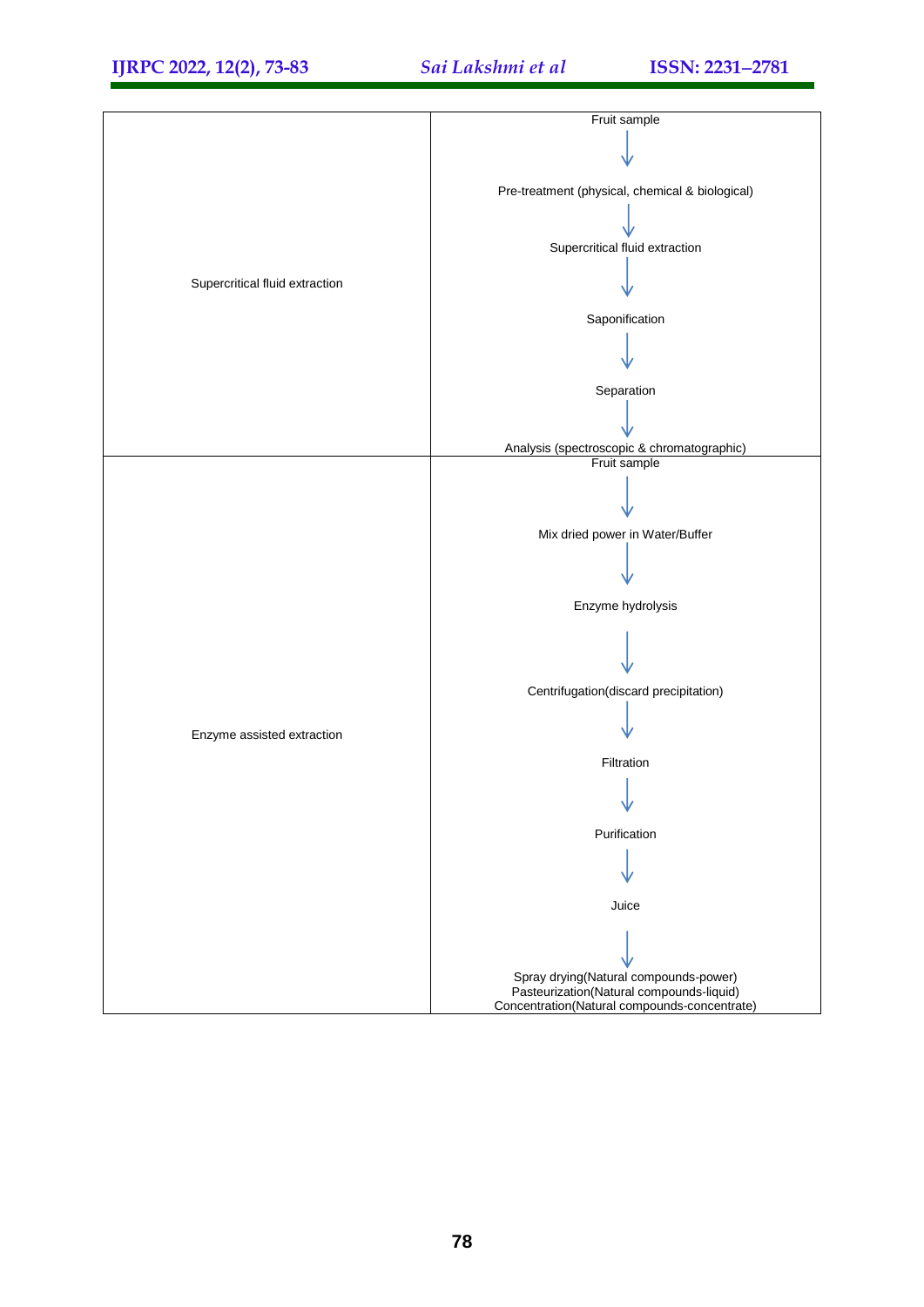| | |
|---|---|
| Supercritical fluid extraction | Fruit sample<br>↓<br>Pre-treatment (physical, chemical & biological)<br>↓<br>Supercritical fluid extraction<br>↓<br>Saponification<br>↓<br>Separation<br>↓<br>Analysis (spectroscopic & chromatographic) |
| Enzyme assisted extraction | Fruit sample<br>↓<br>Mix dried power in Water/Buffer<br>↓<br>Enzyme hydrolysis<br>↓<br>Centrifugation(discard precipitation)<br>↓<br>Filtration<br>↓<br>Purification<br>↓<br>Juice<br>↓<br>Spray drying(Natural compounds-power)<br>Pasteurization(Natural compounds-liquid)<br>Concentration(Natural compounds-concentrate) |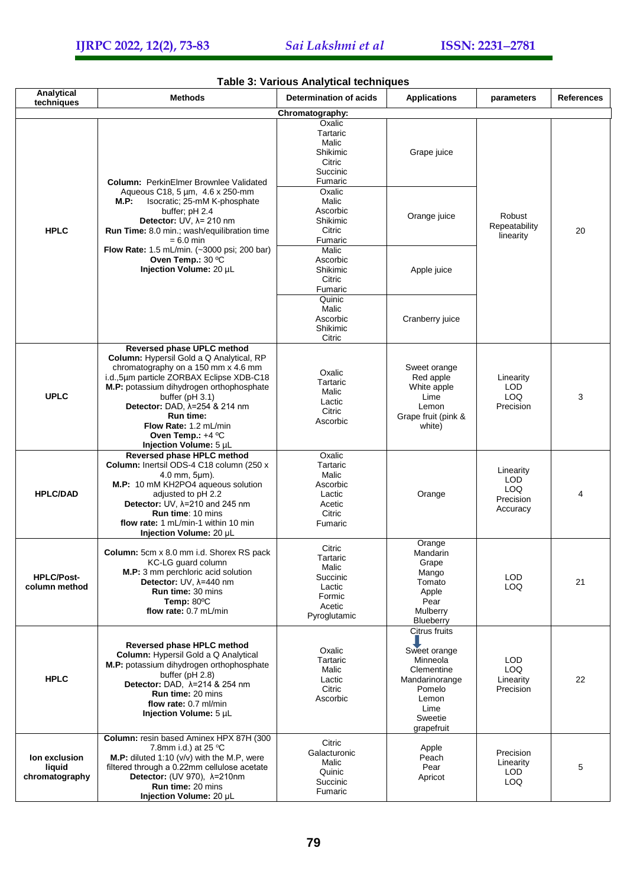**Table 3: Various Analytical techniques**

| Analytical techniques | Methods | Determination of acids | Applications | parameters | References |
|---|---|---|---|---|---|
| **Chromatography:** | | | | | |
| HPLC | **Column:** PerkinElmer Brownlee Validated Aqueous C18, 5 µm, 4.6 x 250-mm<br>**M.P:** Isocratic; 25-mM K-phosphate buffer; pH 2.4<br>**Detector:** UV, λ= 210 nm<br>**Run Time:** 8.0 min.; wash/equilibration time = 6.0 min<br>**Flow Rate:** 1.5 mL/min. (~3000 psi; 200 bar)<br>**Oven Temp.:** 30 ºC<br>**Injection Volume:** 20 µL | Oxalic<br>Tartaric<br>Malic<br>Shikimic<br>Citric<br>Succinic<br>Fumaric | Grape juice | Robust<br>Repeatability<br>linearity | 20 |
| | | Oxalic<br>Malic<br>Ascorbic<br>Shikimic<br>Citric<br>Fumaric | Orange juice | | |
| | | Malic<br>Ascorbic<br>Shikimic<br>Citric<br>Fumaric | Apple juice | | |
| | | Quinic<br>Malic<br>Ascorbic<br>Shikimic<br>Citric | Cranberry juice | | |
| UPLC | **Reversed phase UPLC method**<br>**Column:** Hypersil Gold a Q Analytical, RP chromatography on a 150 mm x 4.6 mm i.d.,5µm particle ZORBAX Eclipse XDB-C18<br>**M.P:** potassium dihydrogen orthophosphate buffer (pH 3.1)<br>**Detector:** DAD, λ=254 & 214 nm<br>**Run time:**<br>**Flow Rate:** 1.2 mL/min<br>**Oven Temp.:** +4 ºC<br>**Injection Volume:** 5 µL | Oxalic<br>Tartaric<br>Malic<br>Lactic<br>Citric<br>Ascorbic | Sweet orange<br>Red apple<br>White apple<br>Lime<br>Lemon<br>Grape fruit (pink & white) | Linearity<br>LOD<br>LOQ<br>Precision | 3 |
| HPLC/DAD | **Reversed phase HPLC method**<br>**Column:** Inertsil ODS-4 C18 column (250 x 4.0 mm, 5µm).<br>**M.P:** 10 mM $KH_2PO_4$ aqueous solution adjusted to pH 2.2<br>**Detector:** UV, λ=210 and 245 nm<br>**Run time**: 10 mins<br>**flow rate:** 1 mL/min-1 within 10 min<br>**Injection Volume:** 20 µL | Oxalic<br>Tartaric<br>Malic<br>Ascorbic<br>Lactic<br>Acetic<br>Citric<br>Fumaric | Orange | Linearity<br>LOD<br>LOQ<br>Precision<br>Accuracy | 4 |
| HPLC/Post-column method | **Column:** 5cm x 8.0 mm i.d. Shorex RS pack KC-LG guard column<br>**M.P:** 3 mm perchloric acid solution<br>**Detector:** UV, λ=440 nm<br>**Run time:** 30 mins<br>**Temp:** 80ºC<br>**flow rate:** 0.7 mL/min | Citric<br>Tartaric<br>Malic<br>Succinic<br>Lactic<br>Formic<br>Acetic<br>Pyroglutamic | Orange<br>Mandarin<br>Grape<br>Mango<br>Tomato<br>Apple<br>Pear<br>Mulberry<br>Blueberry | LOD<br>LOQ | 21 |
| HPLC | **Reversed phase HPLC method**<br>**Column:** Hypersil Gold a Q Analytical<br>**M.P:** potassium dihydrogen orthophosphate buffer (pH 2.8)<br>**Detector:** DAD, λ=214 & 254 nm<br>**Run time:** 20 mins<br>**flow rate:** 0.7 ml/min<br>**Injection Volume:** 5 µL | Oxalic<br>Tartaric<br>Malic<br>Lactic<br>Citric<br>Ascorbic | Citrus fruits<br>↓<br>Sweet orange<br>Minneola<br>Clementine<br>Mandarinorange<br>Pomelo<br>Lemon<br>Lime<br>Sweetie<br>grapefruit | LOD<br>LOQ<br>Linearity<br>Precision | 22 |
| Ion exclusion liquid chromatography | **Column:** resin based Aminex HPX 87H (300 7.8mm i.d.) at 25 ºC<br>**M.P:** diluted 1:10 (v/v) with the M.P, were filtered through a 0.22mm cellulose acetate<br>**Detector:** (UV 970), λ=210nm<br>**Run time:** 20 mins<br>**Injection Volume:** 20 µL | Citric<br>Galacturonic<br>Malic<br>Quinic<br>Succinic<br>Fumaric | Apple<br>Peach<br>Pear<br>Apricot | Precision<br>Linearity<br>LOD<br>LOQ | 5 |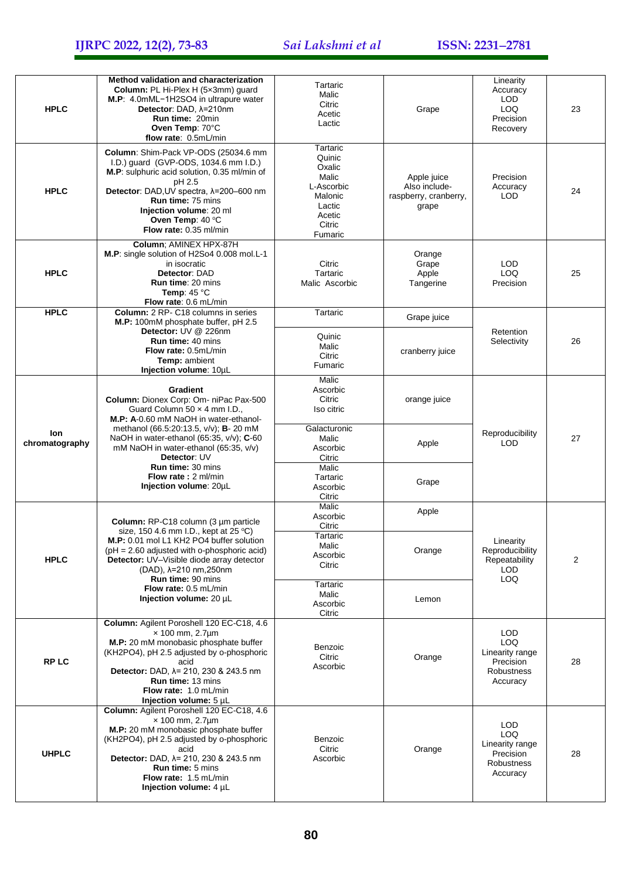| HPLC | **Method validation and characterization** **Column:** PL Hi-Plex H (5×3mm) guard **M.P**: 4.0mML−1H2SO4 in ultrapure water **Detector**: DAD, λ=210nm **Run time:** 20min **Oven Temp**: 70°C **flow rate**: 0.5mL/min | Tartaric Malic Citric Acetic Lactic | Grape | Linearity Accuracy LOD LOQ Precision Recovery | 23 |
|---|---|---|---|---|---|
| HPLC | **Column**: Shim-Pack VP-ODS (25034.6 mm I.D.) guard (GVP-ODS, 1034.6 mm I.D.) **M.P**: sulphuric acid solution, 0.35 ml/min of pH 2.5 **Detector**: DAD,UV spectra, λ=200–600 nm **Run time:** 75 mins **Injection volume**: 20 ml **Oven Temp**: 40 °C **Flow rate:** 0.35 ml/min | Tartaric Quinic Oxalic Malic L-Ascorbic Malonic Lactic Acetic Citric Fumaric | Apple juice Also include- raspberry, cranberry, grape | Precision Accuracy LOD | 24 |
| HPLC | **Column**; AMINEX HPX-87H **M.P**: single solution of H2So4 0.008 mol.L-1 in isocratic **Detector**: DAD **Run time**: 20 mins **Temp**: 45 °C **Flow rate**: 0.6 mL/min | Citric Tartaric Malic Ascorbic | Orange Grape Apple Tangerine | LOD LOQ Precision | 25 |
| HPLC | **Column:** 2 RP- C18 columns in series **M.P:** 100mM phosphate buffer, pH 2.5 **Detector:** UV @ 226nm **Run time:** 40 mins **Flow rate:** 0.5mL/min **Temp:** ambient **Injection volume**: 10µL | Tartaric | Grape juice | Retention Selectivity | 26 |
| | | Quinic Malic Citric Fumaric | cranberry juice | | |
| Ion chromatography | **Gradient** **Column:** Dionex Corp: Om- niPac Pax-500 Guard Column 50 × 4 mm I.D., **M.P: A**-0.60 mM NaOH in water-ethanol-methanol (66.5:20:13.5, v/v); **B**- 20 mM NaOH in water-ethanol (65:35, v/v); **C**-60 mM NaOH in water-ethanol (65:35, v/v) **Detector**: UV **Run time:** 30 mins **Flow rate :** 2 ml/min **Injection volume**: 20µL | Malic Ascorbic Citric Iso citric | orange juice | Reproducibility LOD | 27 |
| | | Galacturonic Malic Ascorbic Citric | Apple | | |
| | | Malic Tartaric Ascorbic Citric | Grape | | |
| HPLC | **Column:** RP-C18 column (3 µm particle size, 150 4.6 mm I.D., kept at 25 ºC) **M.P:** 0.01 mol L1 KH2 PO4 buffer solution (pH = 2.60 adjusted with o-phosphoric acid) **Detector:** UV–Visible diode array detector (DAD), λ=210 nm,250nm **Run time:** 90 mins **Flow rate:** 0.5 mL/min **Injection volume:** 20 µL | Malic Ascorbic Citric | Apple | Linearity Reproducibility Repeatability LOD LOQ | 2 |
| | | Tartaric Malic Ascorbic Citric | Orange | | |
| | | Tartaric Malic Ascorbic Citric | Lemon | | |
| RP LC | **Column:** Agilent Poroshell 120 EC-C18, 4.6 × 100 mm, 2.7µm **M.P:** 20 mM monobasic phosphate buffer (KH2PO4), pH 2.5 adjusted by o-phosphoric acid **Detector:** DAD, λ= 210, 230 & 243.5 nm **Run time:** 13 mins **Flow rate:** 1.0 mL/min **Injection volume:** 5 µL | Benzoic Citric Ascorbic | Orange | LOD LOQ Linearity range Precision Robustness Accuracy | 28 |
| UHPLC | **Column:** Agilent Poroshell 120 EC-C18, 4.6 × 100 mm, 2.7µm **M.P:** 20 mM monobasic phosphate buffer (KH2PO4), pH 2.5 adjusted by o-phosphoric acid **Detector:** DAD, λ= 210, 230 & 243.5 nm **Run time:** 5 mins **Flow rate:** 1.5 mL/min **Injection volume:** 4 µL | Benzoic Citric Ascorbic | Orange | LOD LOQ Linearity range Precision Robustness Accuracy | 28 |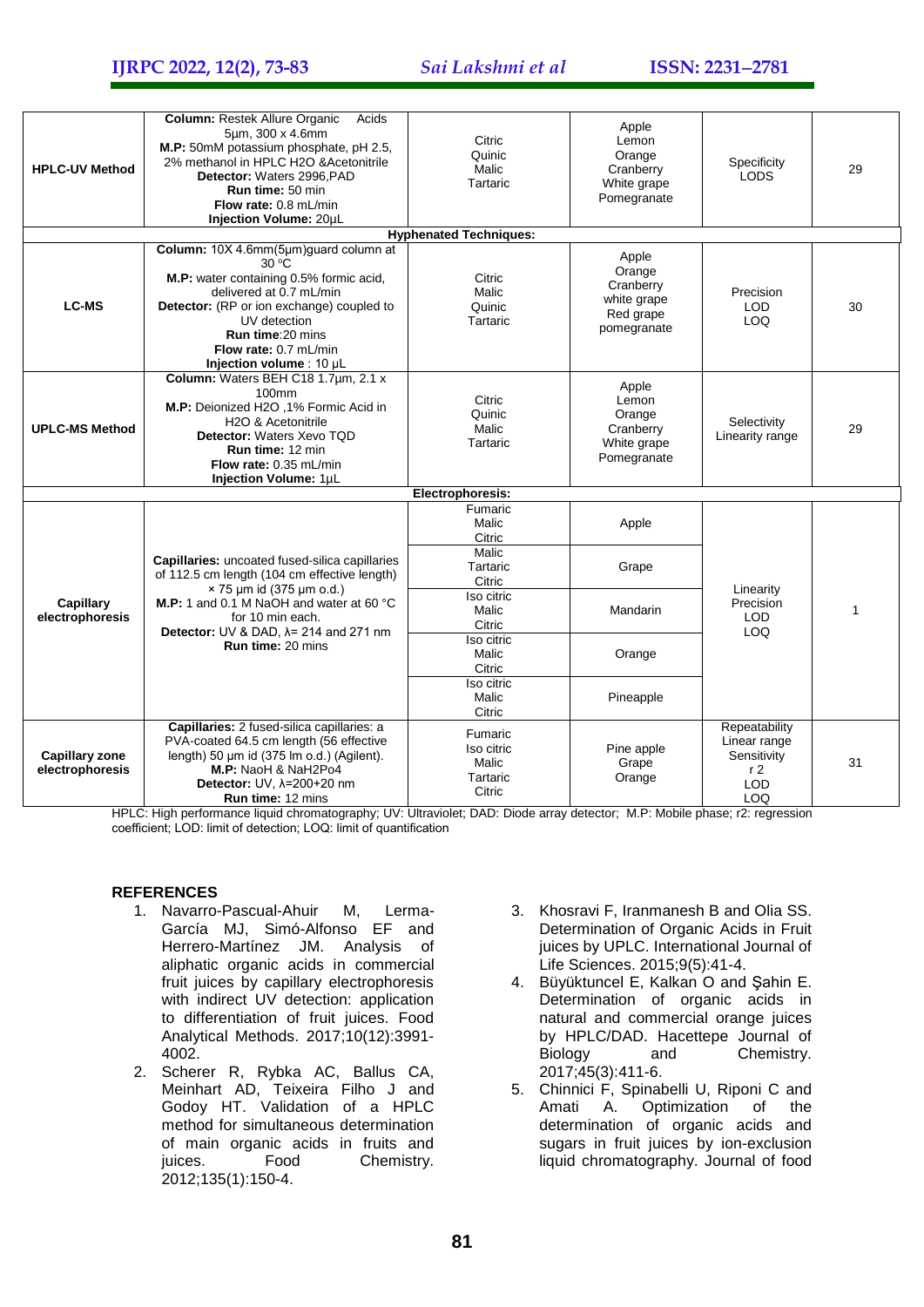| | | | | | |
|---|---|---|---|---|---|
| **HPLC-UV Method** | **Column:** Restek Allure Organic Acids 5µm, 300 x 4.6mm<br>**M.P:** 50mM potassium phosphate, pH 2.5, 2% methanol in HPLC H2O &Acetonitrile<br>**Detector:** Waters 2996,PAD<br>**Run time:** 50 min<br>**Flow rate:** 0.8 mL/min<br>**Injection Volume:** 20µL | Citric<br>Quinic<br>Malic<br>Tartaric | Apple<br>Lemon<br>Orange<br>Cranberry<br>White grape<br>Pomegranate | Specificity<br>LODS | 29 |
| | | **Hyphenated Techniques:** | | | |
| **LC-MS** | **Column:** 10X 4.6mm(5µm)guard column at 30 °C<br>**M.P:** water containing 0.5% formic acid, delivered at 0.7 mL/min<br>**Detector:** (RP or ion exchange) coupled to UV detection<br>**Run time**:20 mins<br>**Flow rate:** 0.7 mL/min<br>**Injection volume** : 10 µL | Citric<br>Malic<br>Quinic<br>Tartaric | Apple<br>Orange<br>Cranberry<br>white grape<br>Red grape<br>pomegranate | Precision<br>LOD<br>LOQ | 30 |
| **UPLC-MS Method** | **Column:** Waters BEH C18 1.7µm, 2.1 x 100mm<br>**M.P:** Deionized H2O ,1% Formic Acid in H2O & Acetonitrile<br>**Detector:** Waters Xevo TQD<br>**Run time:** 12 min<br>**Flow rate:** 0.35 mL/min<br>**Injection Volume:** 1µL | Citric<br>Quinic<br>Malic<br>Tartaric | Apple<br>Lemon<br>Orange<br>Cranberry<br>White grape<br>Pomegranate | Selectivity<br>Linearity range | 29 |
| | | **Electrophoresis:** | | | |
| **Capillary electrophoresis** | **Capillaries:** uncoated fused-silica capillaries of 112.5 cm length (104 cm effective length) × 75 µm id (375 µm o.d.)<br>**M.P:** 1 and 0.1 M NaOH and water at 60 °C for 10 min each.<br>**Detector:** UV & DAD, λ= 214 and 271 nm<br>**Run time:** 20 mins | Fumaric<br>Malic<br>Citric | Apple | Linearity<br>Precision<br>LOD<br>LOQ | 1 |
| | | Malic<br>Tartaric<br>Citric | Grape | | |
| | | Iso citric<br>Malic<br>Citric | Mandarin | | |
| | | Iso citric<br>Malic<br>Citric | Orange | | |
| | | Iso citric<br>Malic<br>Citric | Pineapple | | |
| **Capillary zone electrophoresis** | **Capillaries:** 2 fused-silica capillaries: a PVA-coated 64.5 cm length (56 effective length) 50 µm id (375 lm o.d.) (Agilent).<br>**M.P:** NaoH & NaH2Po4<br>**Detector:** UV, λ=200+20 nm<br>**Run time:** 12 mins | Fumaric<br>Iso citric<br>Malic<br>Tartaric<br>Citric | Pine apple<br>Grape<br>Orange | Repeatability<br>Linear range<br>Sensitivity<br>r 2<br>LOD<br>LOQ | 31 |

HPLC: High performance liquid chromatography; UV: Ultraviolet; DAD: Diode array detector; M.P: Mobile phase; r2: regression coefficient; LOD: limit of detection; LOQ: limit of quantification

## REFERENCES

1. Navarro-Pascual-Ahuir M, Lerma-García MJ, Simó-Alfonso EF and Herrero-Martínez JM. Analysis of aliphatic organic acids in commercial fruit juices by capillary electrophoresis with indirect UV detection: application to differentiation of fruit juices. Food Analytical Methods. 2017;10(12):3991-4002.
2. Scherer R, Rybka AC, Ballus CA, Meinhart AD, Teixeira Filho J and Godoy HT. Validation of a HPLC method for simultaneous determination of main organic acids in fruits and juices. Food Chemistry. 2012;135(1):150-4.
3. Khosravi F, Iranmanesh B and Olia SS. Determination of Organic Acids in Fruit juices by UPLC. International Journal of Life Sciences. 2015;9(5):41-4.
4. Büyüktuncel E, Kalkan O and Şahin E. Determination of organic acids in natural and commercial orange juices by HPLC/DAD. Hacettepe Journal of Biology and Chemistry. 2017;45(3):411-6.
5. Chinnici F, Spinabelli U, Riponi C and Amati A. Optimization of the determination of organic acids and sugars in fruit juices by ion-exclusion liquid chromatography. Journal of food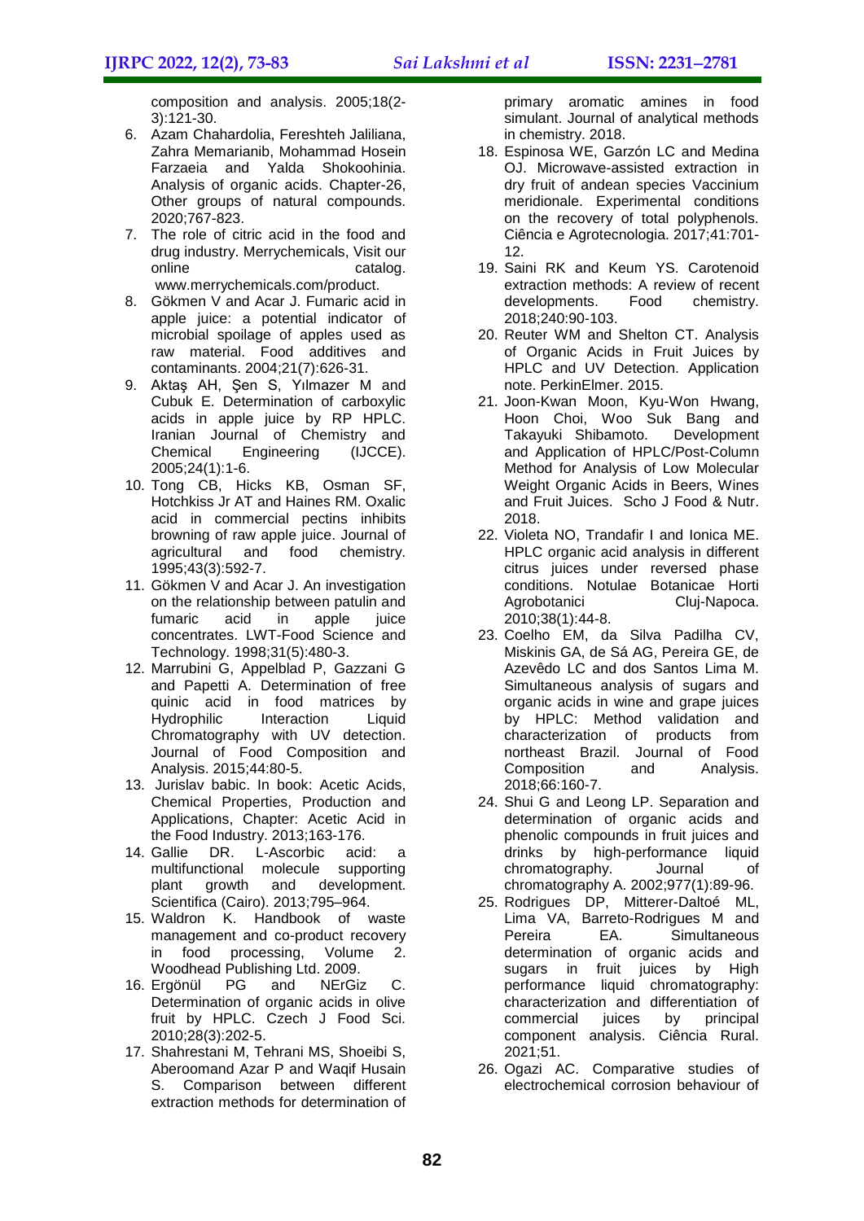composition and analysis. 2005;18(2-3):121-30.

6. Azam Chahardolia, Fereshteh Jaliliana, Zahra Memarianib, Mohammad Hosein Farzaeia and Yalda Shokoohinia. Analysis of organic acids. Chapter-26, Other groups of natural compounds. 2020;767-823.
7. The role of citric acid in the food and drug industry. Merrychemicals, Visit our online catalog. www.merrychemicals.com/product.
8. Gökmen V and Acar J. Fumaric acid in apple juice: a potential indicator of microbial spoilage of apples used as raw material. Food additives and contaminants. 2004;21(7):626-31.
9. Aktaş AH, Şen S, Yılmazer M and Cubuk E. Determination of carboxylic acids in apple juice by RP HPLC. Iranian Journal of Chemistry and Chemical Engineering (IJCCE). 2005;24(1):1-6.
10. Tong CB, Hicks KB, Osman SF, Hotchkiss Jr AT and Haines RM. Oxalic acid in commercial pectins inhibits browning of raw apple juice. Journal of agricultural and food chemistry. 1995;43(3):592-7.
11. Gökmen V and Acar J. An investigation on the relationship between patulin and fumaric acid in apple juice concentrates. LWT-Food Science and Technology. 1998;31(5):480-3.
12. Marrubini G, Appelblad P, Gazzani G and Papetti A. Determination of free quinic acid in food matrices by Hydrophilic Interaction Liquid Chromatography with UV detection. Journal of Food Composition and Analysis. 2015;44:80-5.
13. Jurislav babic. In book: Acetic Acids, Chemical Properties, Production and Applications, Chapter: Acetic Acid in the Food Industry. 2013;163-176.
14. Gallie DR. L-Ascorbic acid: a multifunctional molecule supporting plant growth and development. Scientifica (Cairo). 2013;795–964.
15. Waldron K. Handbook of waste management and co-product recovery in food processing, Volume 2. Woodhead Publishing Ltd. 2009.
16. Ergönül PG and NErGiz C. Determination of organic acids in olive fruit by HPLC. Czech J Food Sci. 2010;28(3):202-5.
17. Shahrestani M, Tehrani MS, Shoeibi S, Aberoomand Azar P and Waqif Husain S. Comparison between different extraction methods for determination of primary aromatic amines in food simulant. Journal of analytical methods in chemistry. 2018.
18. Espinosa WE, Garzón LC and Medina OJ. Microwave-assisted extraction in dry fruit of andean species Vaccinium meridionale. Experimental conditions on the recovery of total polyphenols. Ciência e Agrotecnologia. 2017;41:701-12.
19. Saini RK and Keum YS. Carotenoid extraction methods: A review of recent developments. Food chemistry. 2018;240:90-103.
20. Reuter WM and Shelton CT. Analysis of Organic Acids in Fruit Juices by HPLC and UV Detection. Application note. PerkinElmer. 2015.
21. Joon-Kwan Moon, Kyu-Won Hwang, Hoon Choi, Woo Suk Bang and Takayuki Shibamoto. Development and Application of HPLC/Post-Column Method for Analysis of Low Molecular Weight Organic Acids in Beers, Wines and Fruit Juices. Scho J Food & Nutr. 2018.
22. Violeta NO, Trandafir I and Ionica ME. HPLC organic acid analysis in different citrus juices under reversed phase conditions. Notulae Botanicae Horti Agrobotanici Cluj-Napoca. 2010;38(1):44-8.
23. Coelho EM, da Silva Padilha CV, Miskinis GA, de Sá AG, Pereira GE, de Azevêdo LC and dos Santos Lima M. Simultaneous analysis of sugars and organic acids in wine and grape juices by HPLC: Method validation and characterization of products from northeast Brazil. Journal of Food Composition and Analysis. 2018;66:160-7.
24. Shui G and Leong LP. Separation and determination of organic acids and phenolic compounds in fruit juices and drinks by high-performance liquid chromatography. Journal of chromatography A. 2002;977(1):89-96.
25. Rodrigues DP, Mitterer-Daltoé ML, Lima VA, Barreto-Rodrigues M and Pereira EA. Simultaneous determination of organic acids and sugars in fruit juices by High performance liquid chromatography: characterization and differentiation of commercial juices by principal component analysis. Ciência Rural. 2021;51.
26. Ogazi AC. Comparative studies of electrochemical corrosion behaviour of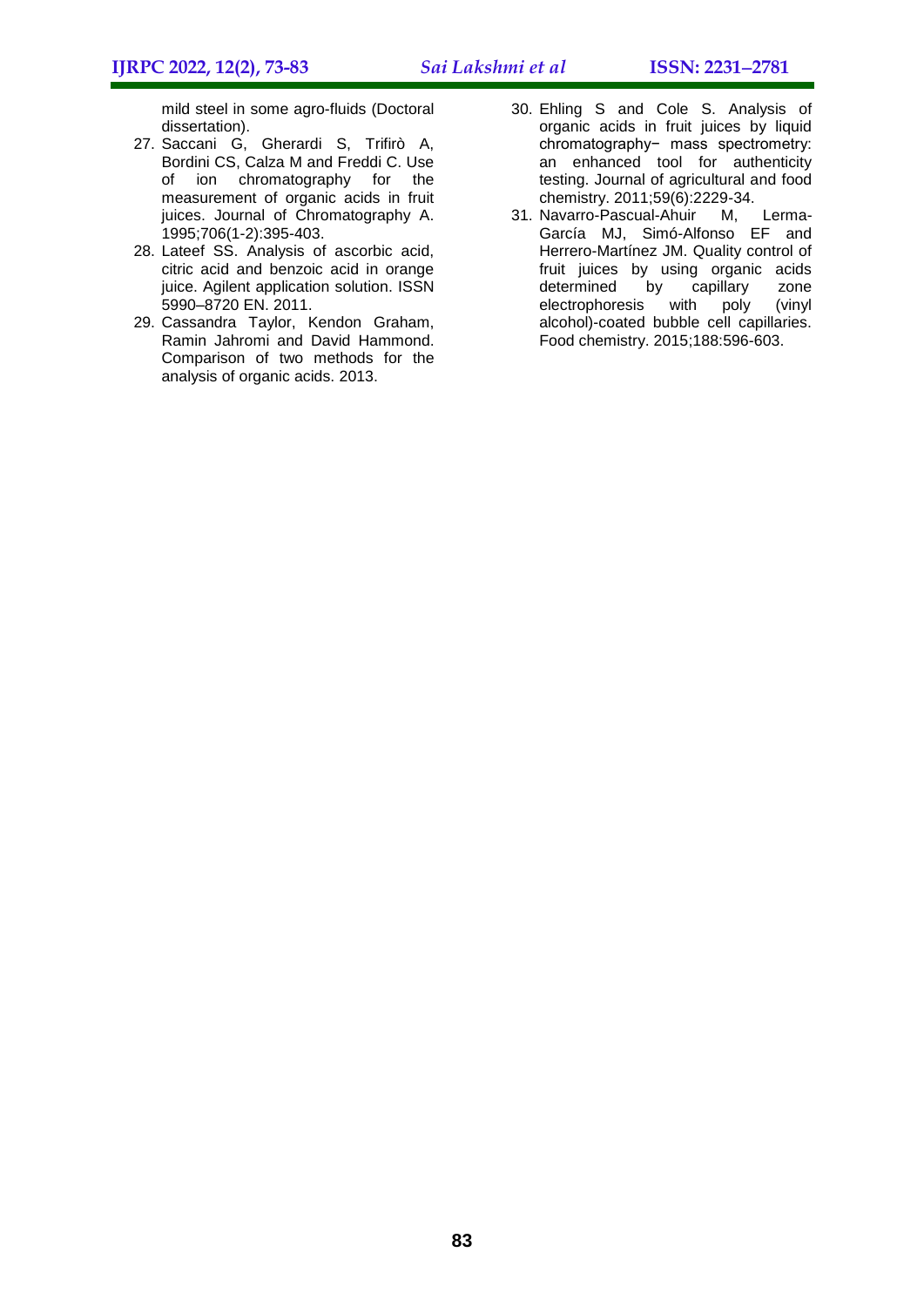mild steel in some agro-fluids (Doctoral dissertation).

27. Saccani G, Gherardi S, Trifirò A, Bordini CS, Calza M and Freddi C. Use of ion chromatography for the measurement of organic acids in fruit juices. Journal of Chromatography A. 1995;706(1-2):395-403.
28. Lateef SS. Analysis of ascorbic acid, citric acid and benzoic acid in orange juice. Agilent application solution. ISSN 5990–8720 EN. 2011.
29. Cassandra Taylor, Kendon Graham, Ramin Jahromi and David Hammond. Comparison of two methods for the analysis of organic acids. 2013.
30. Ehling S and Cole S. Analysis of organic acids in fruit juices by liquid chromatography− mass spectrometry: an enhanced tool for authenticity testing. Journal of agricultural and food chemistry. 2011;59(6):2229-34.
31. Navarro-Pascual-Ahuir M, Lerma-García MJ, Simó-Alfonso EF and Herrero-Martínez JM. Quality control of fruit juices by using organic acids determined by capillary zone electrophoresis with poly (vinyl alcohol)-coated bubble cell capillaries. Food chemistry. 2015;188:596-603.